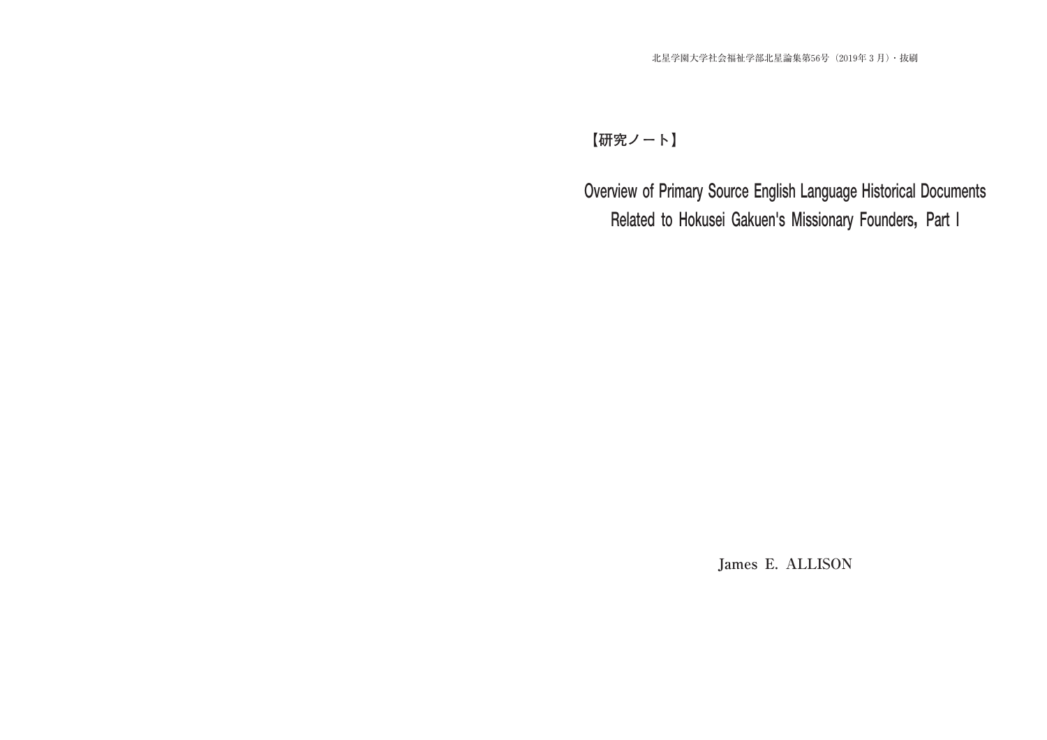【研究ノート】

# Overview of Primary Source English Language Historical Documents Related to Hokusei Gakuen's Missionary Founders, Part I

James E. ALLISON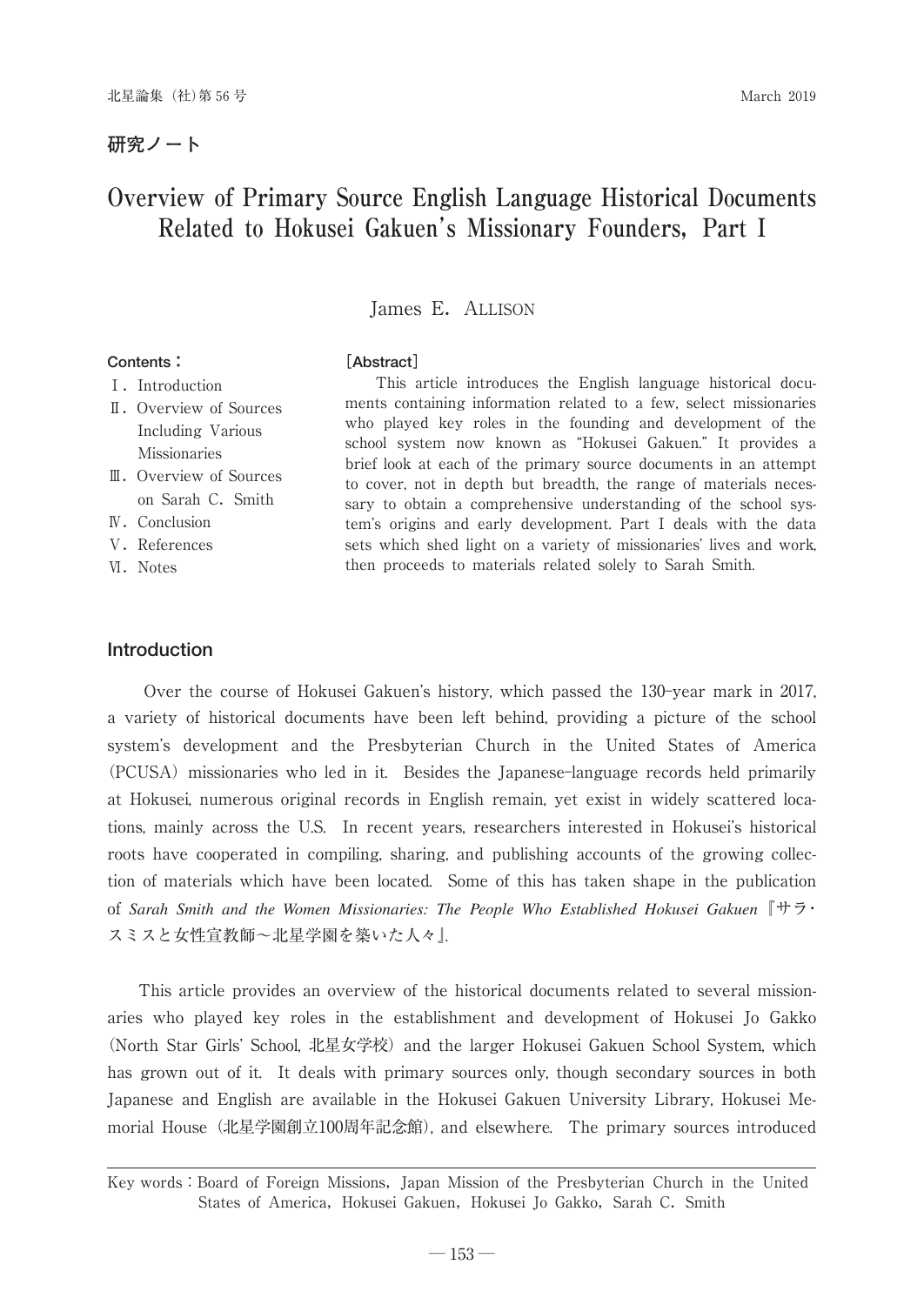研究ノート

# Overview of Primary Source English Language Historical Documents Related to Hokusei Gakuen's Missionary Founders, Part I

James E. ALLISON

**Contents：**

Ⅰ. Introduction
Ⅱ. Overview of Sources Including Various Missionaries
Ⅲ. Overview of Sources on Sarah C. Smith
Ⅳ. Conclusion
Ⅴ. References
Ⅵ. Notes

**［Abstract］**

This article introduces the English language historical documents containing information related to a few, select missionaries who played key roles in the founding and development of the school system now known as "Hokusei Gakuen." It provides a brief look at each of the primary source documents in an attempt to cover, not in depth but breadth, the range of materials necessary to obtain a comprehensive understanding of the school system's origins and early development. Part I deals with the data sets which shed light on a variety of missionaries' lives and work, then proceeds to materials related solely to Sarah Smith.

## Introduction

Over the course of Hokusei Gakuen's history, which passed the 130-year mark in 2017, a variety of historical documents have been left behind, providing a picture of the school system's development and the Presbyterian Church in the United States of America (PCUSA) missionaries who led in it. Besides the Japanese-language records held primarily at Hokusei, numerous original records in English remain, yet exist in widely scattered locations, mainly across the U.S. In recent years, researchers interested in Hokusei's historical roots have cooperated in compiling, sharing, and publishing accounts of the growing collection of materials which have been located. Some of this has taken shape in the publication of ***Sarah Smith and the Women Missionaries: The People Who Established Hokusei Gakuen*** 『サラ・スミスと女性宣教師〜北星学園を築いた人々』.

This article provides an overview of the historical documents related to several missionaries who played key roles in the establishment and development of Hokusei Jo Gakko (North Star Girls' School, 北星女学校) and the larger Hokusei Gakuen School System, which has grown out of it. It deals with primary sources only, though secondary sources in both Japanese and English are available in the Hokusei Gakuen University Library, Hokusei Memorial House (北星学園創立100周年記念館), and elsewhere. The primary sources introduced

Key words：Board of Foreign Missions, Japan Mission of the Presbyterian Church in the United States of America, Hokusei Gakuen, Hokusei Jo Gakko, Sarah C. Smith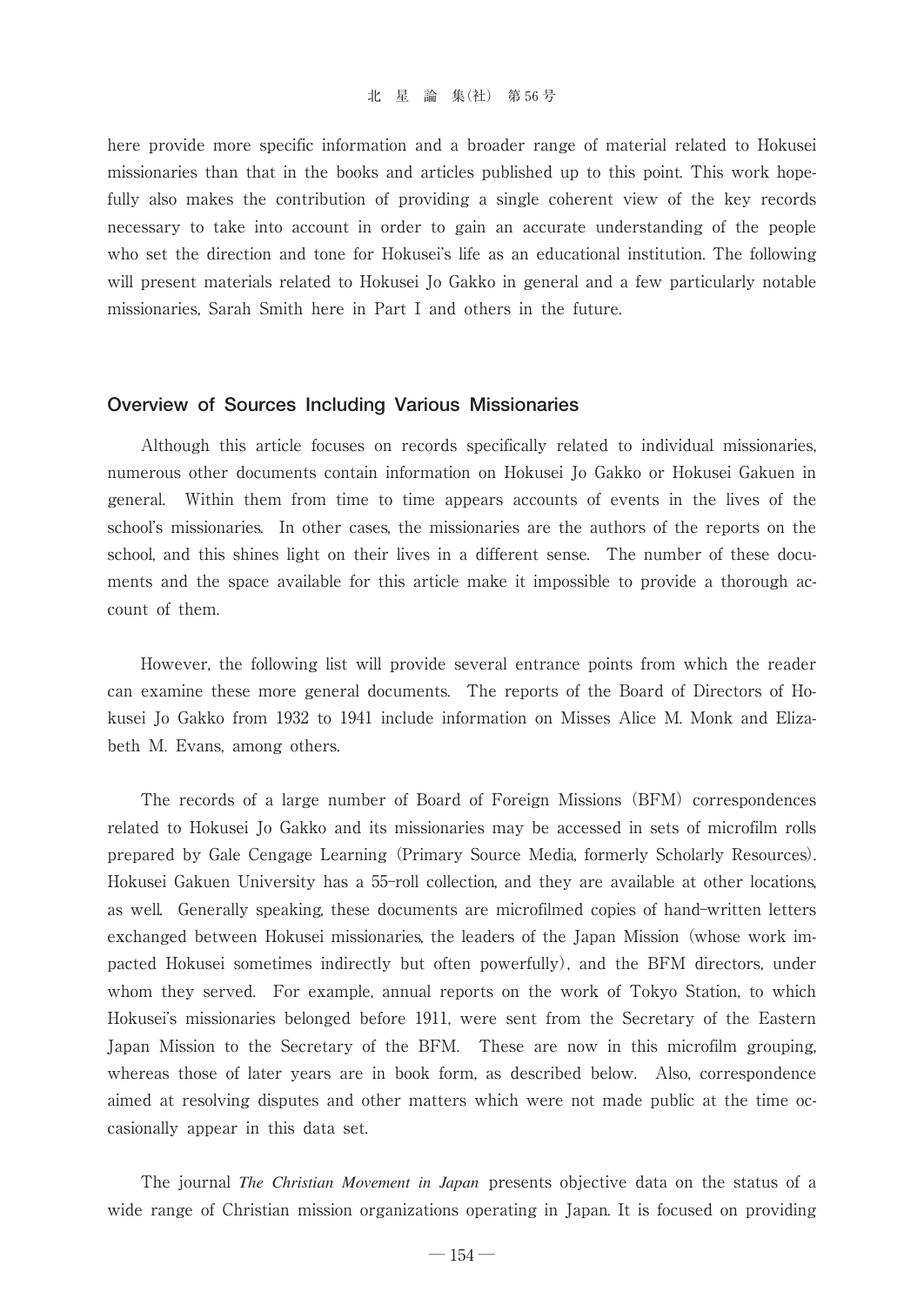here provide more specific information and a broader range of material related to Hokusei missionaries than that in the books and articles published up to this point. This work hopefully also makes the contribution of providing a single coherent view of the key records necessary to take into account in order to gain an accurate understanding of the people who set the direction and tone for Hokusei's life as an educational institution. The following will present materials related to Hokusei Jo Gakko in general and a few particularly notable missionaries, Sarah Smith here in Part I and others in the future.

## Overview of Sources Including Various Missionaries

Although this article focuses on records specifically related to individual missionaries, numerous other documents contain information on Hokusei Jo Gakko or Hokusei Gakuen in general. Within them from time to time appears accounts of events in the lives of the school's missionaries. In other cases, the missionaries are the authors of the reports on the school, and this shines light on their lives in a different sense. The number of these documents and the space available for this article make it impossible to provide a thorough account of them.

However, the following list will provide several entrance points from which the reader can examine these more general documents. The reports of the Board of Directors of Hokusei Jo Gakko from 1932 to 1941 include information on Misses Alice M. Monk and Elizabeth M. Evans, among others.

The records of a large number of Board of Foreign Missions (BFM) correspondences related to Hokusei Jo Gakko and its missionaries may be accessed in sets of microfilm rolls prepared by Gale Cengage Learning (Primary Source Media, formerly Scholarly Resources). Hokusei Gakuen University has a 55-roll collection, and they are available at other locations, as well. Generally speaking, these documents are microfilmed copies of hand-written letters exchanged between Hokusei missionaries, the leaders of the Japan Mission (whose work impacted Hokusei sometimes indirectly but often powerfully), and the BFM directors, under whom they served. For example, annual reports on the work of Tokyo Station, to which Hokusei's missionaries belonged before 1911, were sent from the Secretary of the Eastern Japan Mission to the Secretary of the BFM. These are now in this microfilm grouping, whereas those of later years are in book form, as described below. Also, correspondence aimed at resolving disputes and other matters which were not made public at the time occasionally appear in this data set.

The journal ***The Christian Movement in Japan*** presents objective data on the status of a wide range of Christian mission organizations operating in Japan. It is focused on providing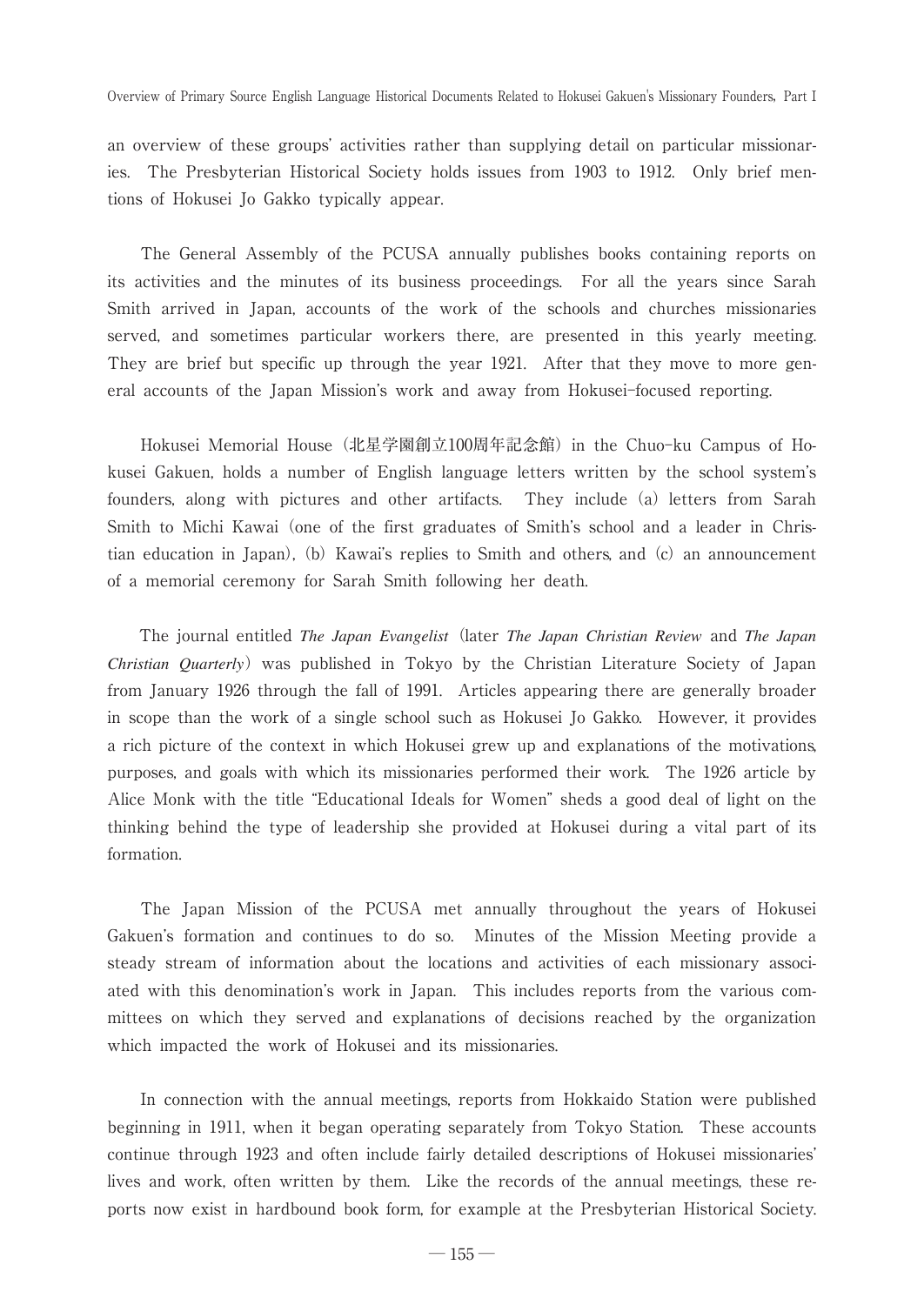an overview of these groups' activities rather than supplying detail on particular missionaries. The Presbyterian Historical Society holds issues from 1903 to 1912. Only brief mentions of Hokusei Jo Gakko typically appear.

The General Assembly of the PCUSA annually publishes books containing reports on its activities and the minutes of its business proceedings. For all the years since Sarah Smith arrived in Japan, accounts of the work of the schools and churches missionaries served, and sometimes particular workers there, are presented in this yearly meeting. They are brief but specific up through the year 1921. After that they move to more general accounts of the Japan Mission's work and away from Hokusei-focused reporting.

Hokusei Memorial House（北星学園創立100周年記念館）in the Chuo-ku Campus of Hokusei Gakuen, holds a number of English language letters written by the school system's founders, along with pictures and other artifacts. They include (a) letters from Sarah Smith to Michi Kawai (one of the first graduates of Smith's school and a leader in Christian education in Japan), (b) Kawai's replies to Smith and others, and (c) an announcement of a memorial ceremony for Sarah Smith following her death.

The journal entitled ***The Japan Evangelist*** (later ***The Japan Christian Review*** and ***The Japan Christian Quarterly***) was published in Tokyo by the Christian Literature Society of Japan from January 1926 through the fall of 1991. Articles appearing there are generally broader in scope than the work of a single school such as Hokusei Jo Gakko. However, it provides a rich picture of the context in which Hokusei grew up and explanations of the motivations, purposes, and goals with which its missionaries performed their work. The 1926 article by Alice Monk with the title "Educational Ideals for Women" sheds a good deal of light on the thinking behind the type of leadership she provided at Hokusei during a vital part of its formation.

The Japan Mission of the PCUSA met annually throughout the years of Hokusei Gakuen's formation and continues to do so. Minutes of the Mission Meeting provide a steady stream of information about the locations and activities of each missionary associated with this denomination's work in Japan. This includes reports from the various committees on which they served and explanations of decisions reached by the organization which impacted the work of Hokusei and its missionaries.

In connection with the annual meetings, reports from Hokkaido Station were published beginning in 1911, when it began operating separately from Tokyo Station. These accounts continue through 1923 and often include fairly detailed descriptions of Hokusei missionaries' lives and work, often written by them. Like the records of the annual meetings, these reports now exist in hardbound book form, for example at the Presbyterian Historical Society.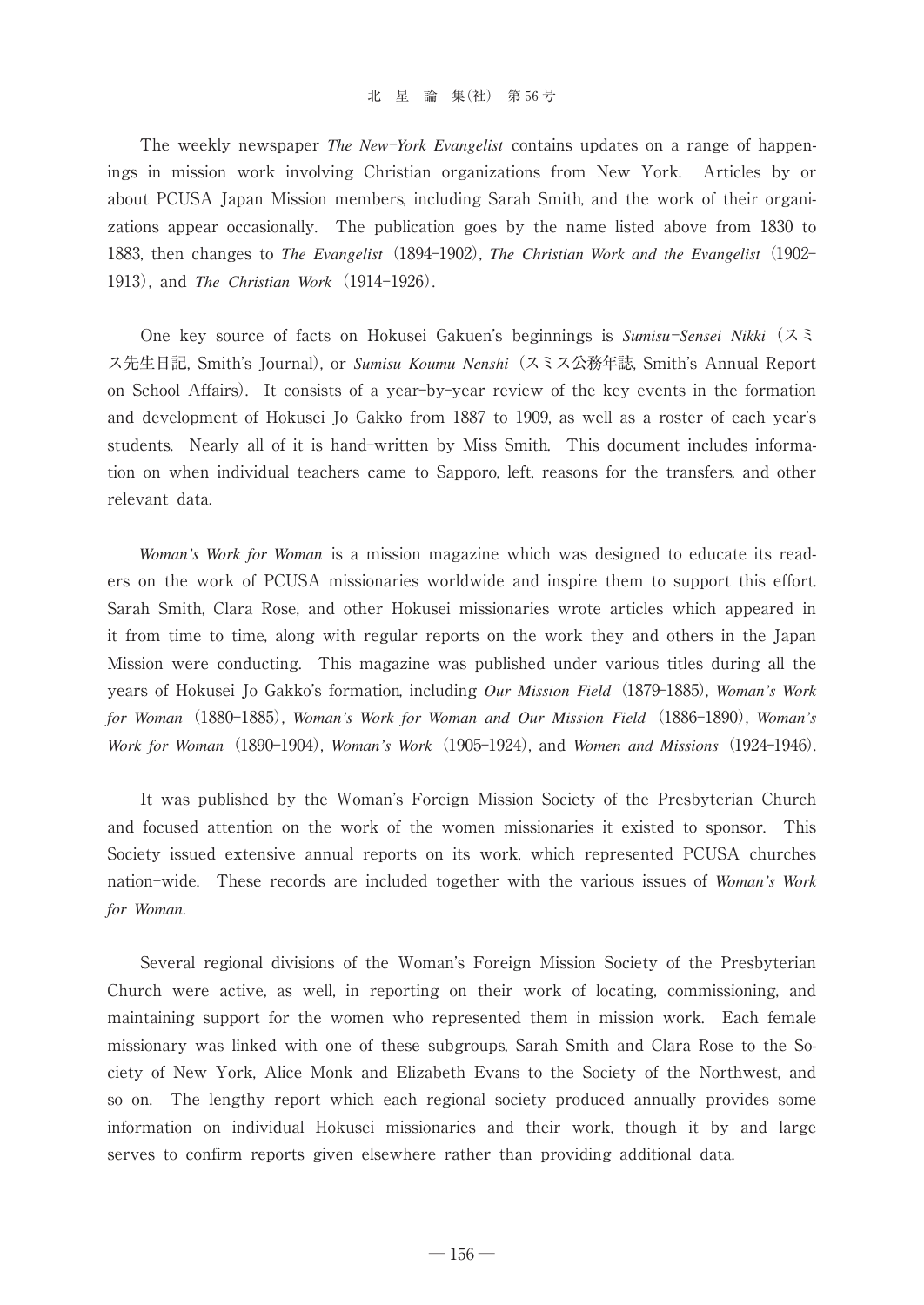The weekly newspaper ***The New-York Evangelist*** contains updates on a range of happenings in mission work involving Christian organizations from New York. Articles by or about PCUSA Japan Mission members, including Sarah Smith, and the work of their organizations appear occasionally. The publication goes by the name listed above from 1830 to 1883, then changes to ***The Evangelist*** (1894–1902), ***The Christian Work and the Evangelist*** (1902–1913), and ***The Christian Work*** (1914–1926).

One key source of facts on Hokusei Gakuen's beginnings is ***Sumisu-Sensei Nikki*** (スミス先生日記, Smith's Journal), or ***Sumisu Koumu Nenshi*** (スミス公務年誌, Smith's Annual Report on School Affairs). It consists of a year-by-year review of the key events in the formation and development of Hokusei Jo Gakko from 1887 to 1909, as well as a roster of each year's students. Nearly all of it is hand-written by Miss Smith. This document includes information on when individual teachers came to Sapporo, left, reasons for the transfers, and other relevant data.

***Woman's Work for Woman*** is a mission magazine which was designed to educate its readers on the work of PCUSA missionaries worldwide and inspire them to support this effort. Sarah Smith, Clara Rose, and other Hokusei missionaries wrote articles which appeared in it from time to time, along with regular reports on the work they and others in the Japan Mission were conducting. This magazine was published under various titles during all the years of Hokusei Jo Gakko's formation, including ***Our Mission Field*** (1879–1885), ***Woman's Work for Woman*** (1880–1885), ***Woman's Work for Woman and Our Mission Field*** (1886–1890), ***Woman's Work for Woman*** (1890–1904), ***Woman's Work*** (1905–1924), and ***Women and Missions*** (1924–1946).

It was published by the Woman's Foreign Mission Society of the Presbyterian Church and focused attention on the work of the women missionaries it existed to sponsor. This Society issued extensive annual reports on its work, which represented PCUSA churches nation-wide. These records are included together with the various issues of ***Woman's Work for Woman***.

Several regional divisions of the Woman's Foreign Mission Society of the Presbyterian Church were active, as well, in reporting on their work of locating, commissioning, and maintaining support for the women who represented them in mission work. Each female missionary was linked with one of these subgroups, Sarah Smith and Clara Rose to the Society of New York, Alice Monk and Elizabeth Evans to the Society of the Northwest, and so on. The lengthy report which each regional society produced annually provides some information on individual Hokusei missionaries and their work, though it by and large serves to confirm reports given elsewhere rather than providing additional data.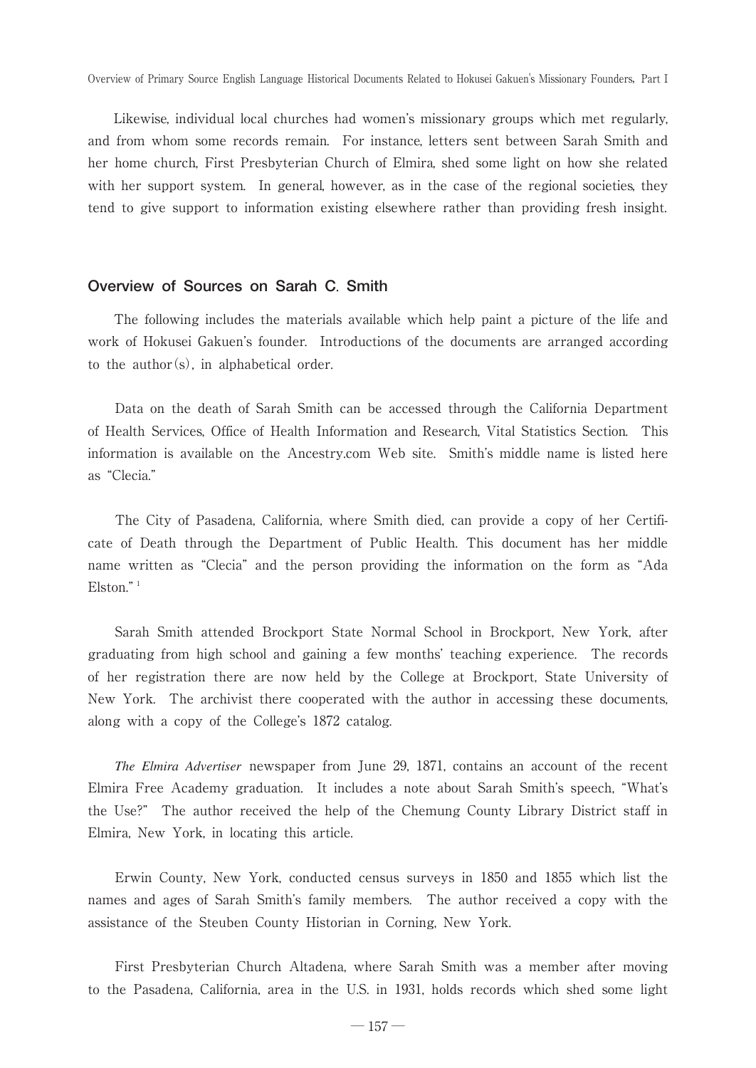Likewise, individual local churches had women's missionary groups which met regularly, and from whom some records remain. For instance, letters sent between Sarah Smith and her home church, First Presbyterian Church of Elmira, shed some light on how she related with her support system. In general, however, as in the case of the regional societies, they tend to give support to information existing elsewhere rather than providing fresh insight.

## Overview of Sources on Sarah C. Smith

The following includes the materials available which help paint a picture of the life and work of Hokusei Gakuen's founder. Introductions of the documents are arranged according to the author(s), in alphabetical order.

Data on the death of Sarah Smith can be accessed through the California Department of Health Services, Office of Health Information and Research, Vital Statistics Section. This information is available on the Ancestry.com Web site. Smith's middle name is listed here as "Clecia."

The City of Pasadena, California, where Smith died, can provide a copy of her Certificate of Death through the Department of Public Health. This document has her middle name written as "Clecia" and the person providing the information on the form as "Ada Elston." [1]

Sarah Smith attended Brockport State Normal School in Brockport, New York, after graduating from high school and gaining a few months' teaching experience. The records of her registration there are now held by the College at Brockport, State University of New York. The archivist there cooperated with the author in accessing these documents, along with a copy of the College's 1872 catalog.

*The Elmira Advertiser* newspaper from June 29, 1871, contains an account of the recent Elmira Free Academy graduation. It includes a note about Sarah Smith's speech, "What's the Use?" The author received the help of the Chemung County Library District staff in Elmira, New York, in locating this article.

Erwin County, New York, conducted census surveys in 1850 and 1855 which list the names and ages of Sarah Smith's family members. The author received a copy with the assistance of the Steuben County Historian in Corning, New York.

First Presbyterian Church Altadena, where Sarah Smith was a member after moving to the Pasadena, California, area in the U.S. in 1931, holds records which shed some light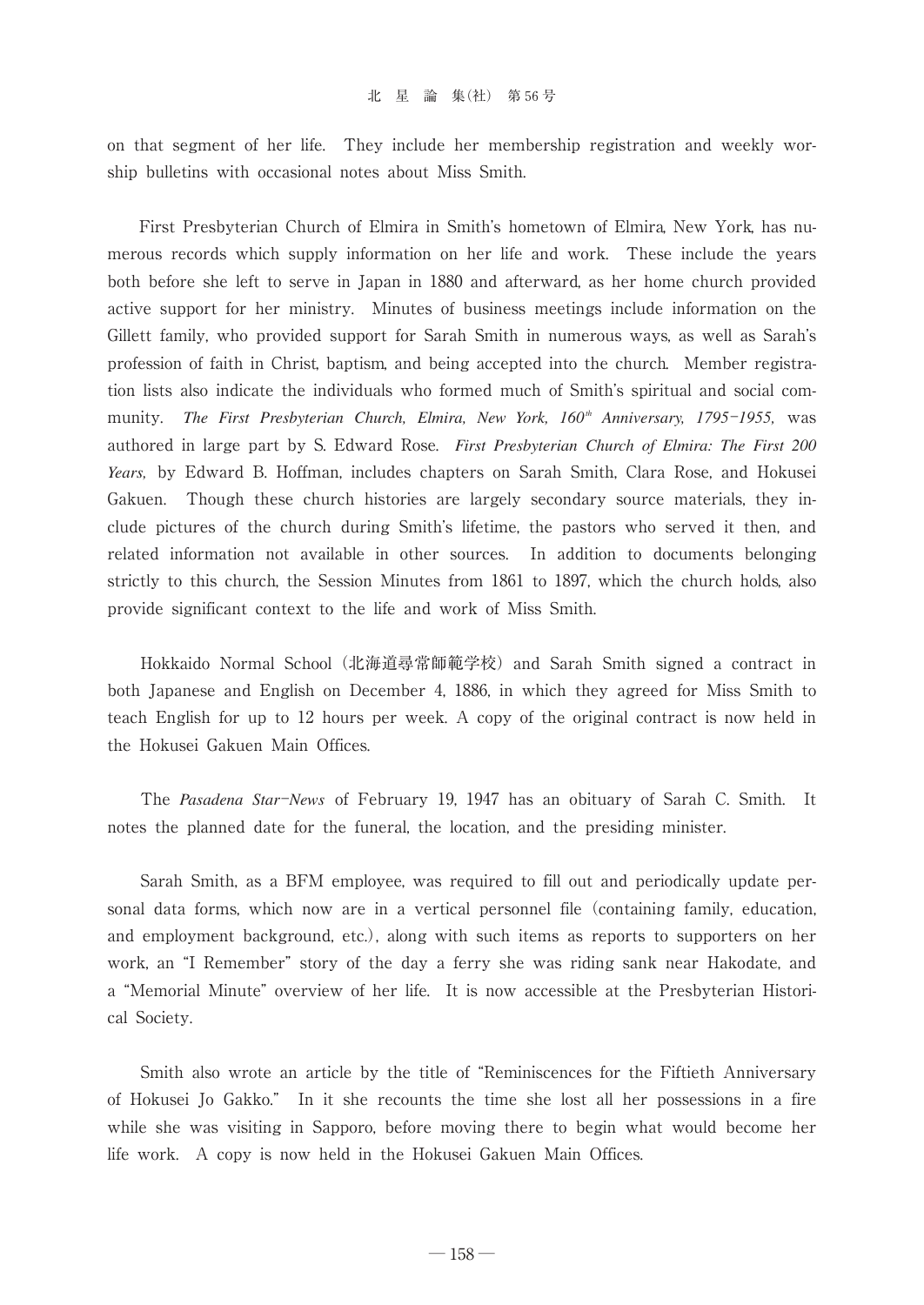on that segment of her life. They include her membership registration and weekly worship bulletins with occasional notes about Miss Smith.

First Presbyterian Church of Elmira in Smith's hometown of Elmira, New York, has numerous records which supply information on her life and work. These include the years both before she left to serve in Japan in 1880 and afterward, as her home church provided active support for her ministry. Minutes of business meetings include information on the Gillett family, who provided support for Sarah Smith in numerous ways, as well as Sarah's profession of faith in Christ, baptism, and being accepted into the church. Member registration lists also indicate the individuals who formed much of Smith's spiritual and social community. *The First Presbyterian Church, Elmira, New York, 160th Anniversary, 1795–1955,* was authored in large part by S. Edward Rose. *First Presbyterian Church of Elmira: The First 200 Years,* by Edward B. Hoffman, includes chapters on Sarah Smith, Clara Rose, and Hokusei Gakuen. Though these church histories are largely secondary source materials, they include pictures of the church during Smith's lifetime, the pastors who served it then, and related information not available in other sources. In addition to documents belonging strictly to this church, the Session Minutes from 1861 to 1897, which the church holds, also provide significant context to the life and work of Miss Smith.

Hokkaido Normal School（北海道尋常師範学校）and Sarah Smith signed a contract in both Japanese and English on December 4, 1886, in which they agreed for Miss Smith to teach English for up to 12 hours per week. A copy of the original contract is now held in the Hokusei Gakuen Main Offices.

The *Pasadena Star-News* of February 19, 1947 has an obituary of Sarah C. Smith. It notes the planned date for the funeral, the location, and the presiding minister.

Sarah Smith, as a BFM employee, was required to fill out and periodically update personal data forms, which now are in a vertical personnel file (containing family, education, and employment background, etc.), along with such items as reports to supporters on her work, an "I Remember" story of the day a ferry she was riding sank near Hakodate, and a "Memorial Minute" overview of her life. It is now accessible at the Presbyterian Historical Society.

Smith also wrote an article by the title of "Reminiscences for the Fiftieth Anniversary of Hokusei Jo Gakko." In it she recounts the time she lost all her possessions in a fire while she was visiting in Sapporo, before moving there to begin what would become her life work. A copy is now held in the Hokusei Gakuen Main Offices.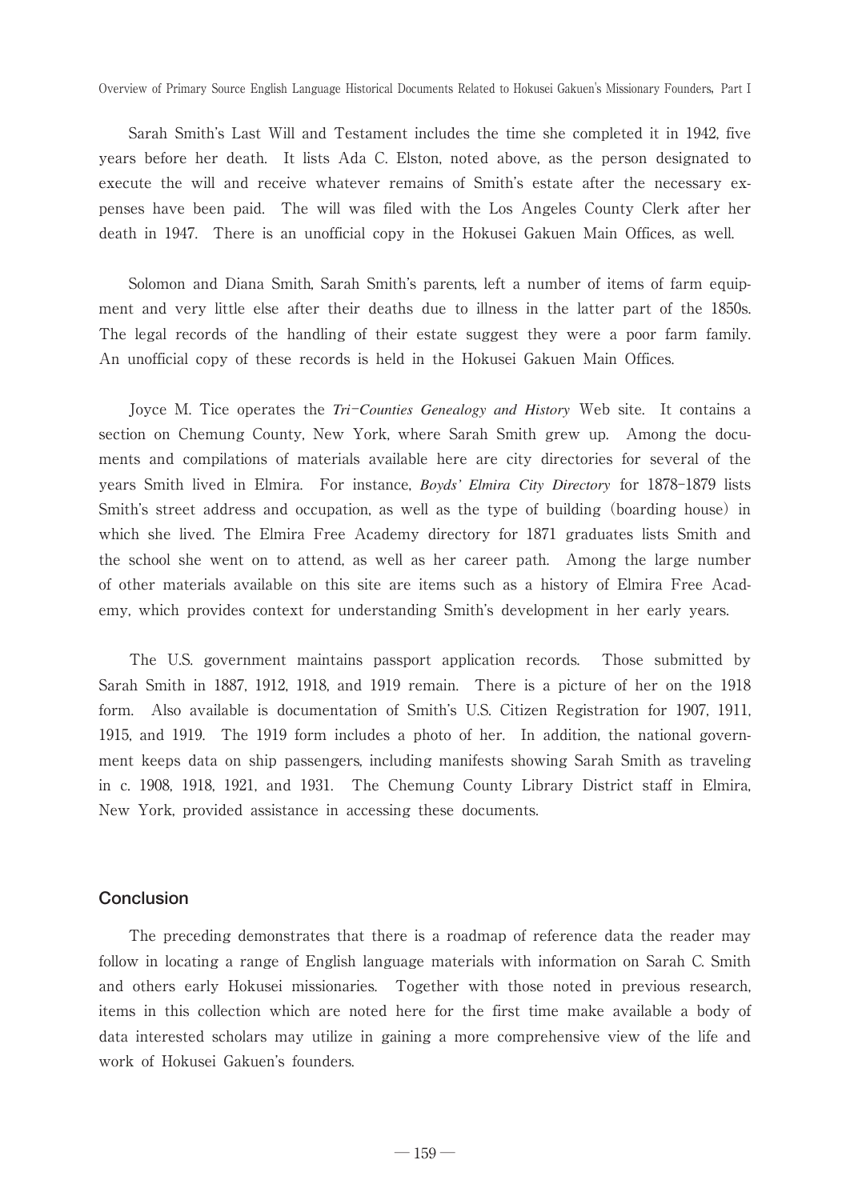Sarah Smith's Last Will and Testament includes the time she completed it in 1942, five years before her death. It lists Ada C. Elston, noted above, as the person designated to execute the will and receive whatever remains of Smith's estate after the necessary expenses have been paid. The will was filed with the Los Angeles County Clerk after her death in 1947. There is an unofficial copy in the Hokusei Gakuen Main Offices, as well.

Solomon and Diana Smith, Sarah Smith's parents, left a number of items of farm equipment and very little else after their deaths due to illness in the latter part of the 1850s. The legal records of the handling of their estate suggest they were a poor farm family. An unofficial copy of these records is held in the Hokusei Gakuen Main Offices.

Joyce M. Tice operates the ***Tri-Counties Genealogy and History*** Web site. It contains a section on Chemung County, New York, where Sarah Smith grew up. Among the documents and compilations of materials available here are city directories for several of the years Smith lived in Elmira. For instance, ***Boyds' Elmira City Directory*** for 1878-1879 lists Smith's street address and occupation, as well as the type of building (boarding house) in which she lived. The Elmira Free Academy directory for 1871 graduates lists Smith and the school she went on to attend, as well as her career path. Among the large number of other materials available on this site are items such as a history of Elmira Free Academy, which provides context for understanding Smith's development in her early years.

The U.S. government maintains passport application records. Those submitted by Sarah Smith in 1887, 1912, 1918, and 1919 remain. There is a picture of her on the 1918 form. Also available is documentation of Smith's U.S. Citizen Registration for 1907, 1911, 1915, and 1919. The 1919 form includes a photo of her. In addition, the national government keeps data on ship passengers, including manifests showing Sarah Smith as traveling in c. 1908, 1918, 1921, and 1931. The Chemung County Library District staff in Elmira, New York, provided assistance in accessing these documents.

## Conclusion

The preceding demonstrates that there is a roadmap of reference data the reader may follow in locating a range of English language materials with information on Sarah C. Smith and others early Hokusei missionaries. Together with those noted in previous research, items in this collection which are noted here for the first time make available a body of data interested scholars may utilize in gaining a more comprehensive view of the life and work of Hokusei Gakuen's founders.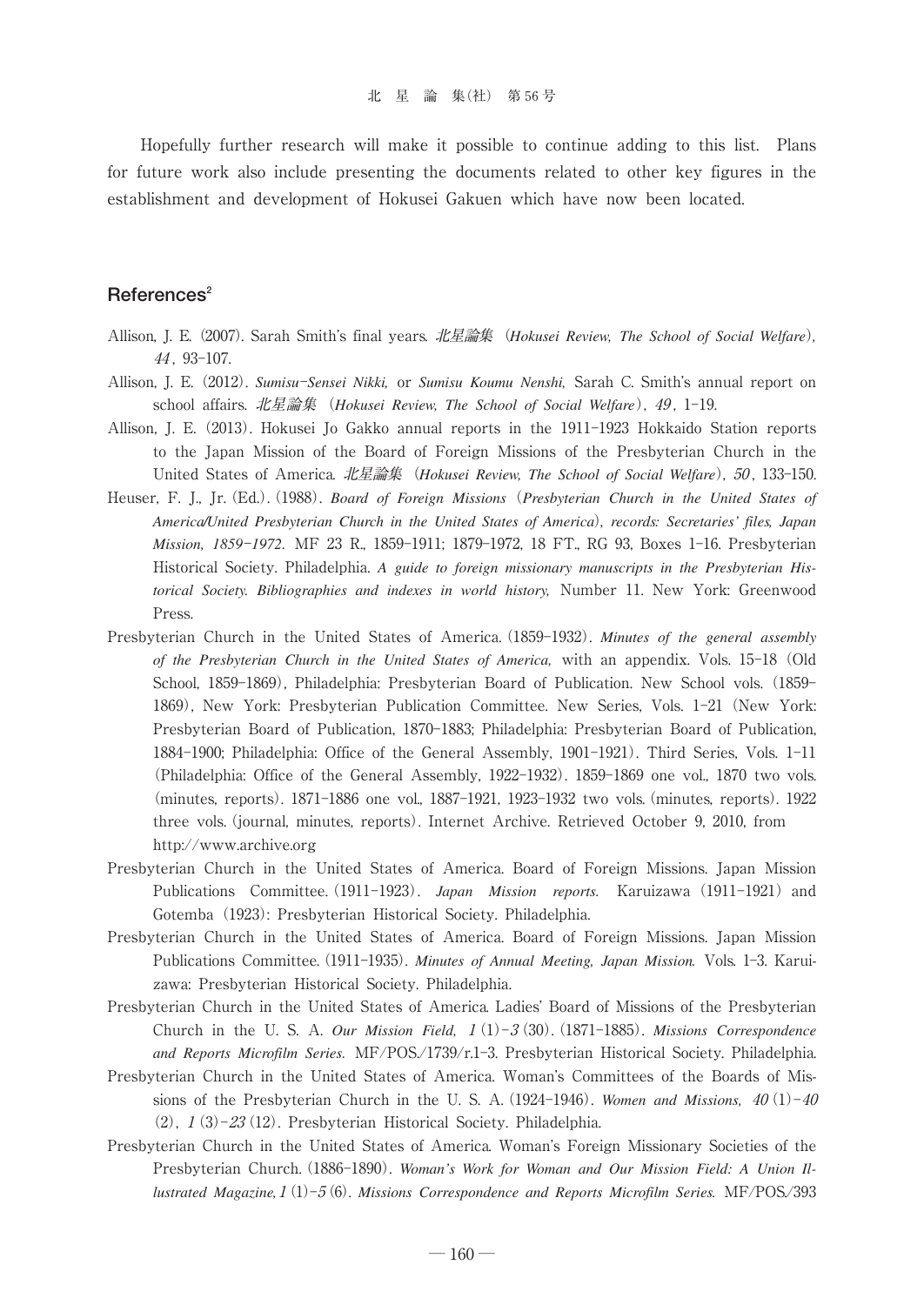Hopefully further research will make it possible to continue adding to this list. Plans for future work also include presenting the documents related to other key figures in the establishment and development of Hokusei Gakuen which have now been located.

## References[2]

Allison, J. E. (2007). Sarah Smith's final years. *北星論集 (Hokusei Review, The School of Social Welfare)*, *44*, 93–107.

Allison, J. E. (2012). *Sumisu-Sensei Nikki,* or *Sumisu Koumu Nenshi,* Sarah C. Smith's annual report on school affairs. *北星論集 (Hokusei Review, The School of Social Welfare)*, *49*, 1–19.

Allison, J. E. (2013). Hokusei Jo Gakko annual reports in the 1911-1923 Hokkaido Station reports to the Japan Mission of the Board of Foreign Missions of the Presbyterian Church in the United States of America. *北星論集 (Hokusei Review, The School of Social Welfare)*, *50*, 133–150.

Heuser, F. J., Jr. (Ed.). (1988). ***Board of Foreign Missions (Presbyterian Church in the United States of America/United Presbyterian Church in the United States of America), records: Secretaries' files, Japan Mission, 1859-1972.*** MF 23 R., 1859-1911; 1879-1972, 18 FT., RG 93, Boxes 1-16. Presbyterian Historical Society. Philadelphia. ***A guide to foreign missionary manuscripts in the Presbyterian Historical Society. Bibliographies and indexes in world history,*** Number 11. New York: Greenwood Press.

Presbyterian Church in the United States of America. (1859-1932). ***Minutes of the general assembly of the Presbyterian Church in the United States of America,*** with an appendix. Vols. 15-18 (Old School, 1859-1869), Philadelphia: Presbyterian Board of Publication. New School vols. (1859-1869), New York: Presbyterian Publication Committee. New Series, Vols. 1-21 (New York: Presbyterian Board of Publication, 1870-1883; Philadelphia: Presbyterian Board of Publication, 1884-1900; Philadelphia: Office of the General Assembly, 1901-1921). Third Series, Vols. 1-11 (Philadelphia: Office of the General Assembly, 1922-1932). 1859-1869 one vol., 1870 two vols. (minutes, reports). 1871-1886 one vol., 1887-1921, 1923-1932 two vols. (minutes, reports). 1922 three vols. (journal, minutes, reports). Internet Archive. Retrieved October 9, 2010, from http://www.archive.org

Presbyterian Church in the United States of America. Board of Foreign Missions. Japan Mission Publications Committee. (1911-1923). ***Japan Mission reports.*** Karuizawa (1911-1921) and Gotemba (1923): Presbyterian Historical Society. Philadelphia.

Presbyterian Church in the United States of America. Board of Foreign Missions. Japan Mission Publications Committee. (1911-1935). ***Minutes of Annual Meeting, Japan Mission.*** Vols. 1-3. Karuizawa: Presbyterian Historical Society. Philadelphia.

Presbyterian Church in the United States of America. Ladies' Board of Missions of the Presbyterian Church in the U. S. A. ***Our Mission Field,*** *1* (1)-*3* (30). (1871-1885). ***Missions Correspondence and Reports Microfilm Series.*** MF/POS./1739/r.1-3. Presbyterian Historical Society. Philadelphia.

Presbyterian Church in the United States of America. Woman's Committees of the Boards of Missions of the Presbyterian Church in the U. S. A. (1924-1946). ***Women and Missions,*** *40* (1)-*40* (2), *1* (3)-*23* (12). Presbyterian Historical Society. Philadelphia.

Presbyterian Church in the United States of America. Woman's Foreign Missionary Societies of the Presbyterian Church. (1886-1890). ***Woman's Work for Woman and Our Mission Field: A Union Illustrated Magazine,*** *1* (1)-*5* (6). ***Missions Correspondence and Reports Microfilm Series.*** MF/POS./393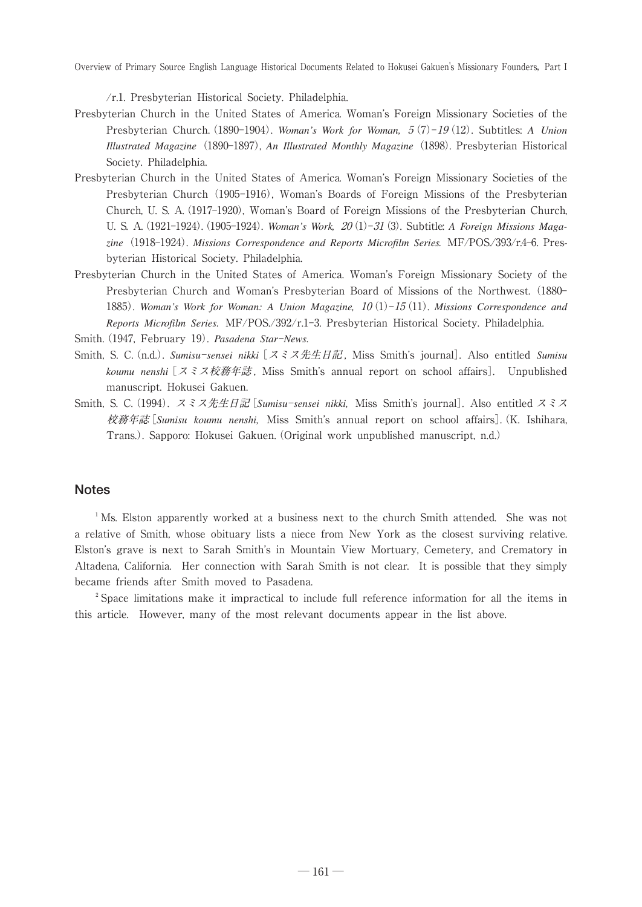/r.1. Presbyterian Historical Society. Philadelphia.

Presbyterian Church in the United States of America. Woman's Foreign Missionary Societies of the Presbyterian Church. (1890-1904). *Woman's Work for Woman, 5* (7)-*19* (12). Subtitles: *A Union Illustrated Magazine* (1890-1897), *An Illustrated Monthly Magazine* (1898). Presbyterian Historical Society. Philadelphia.

Presbyterian Church in the United States of America. Woman's Foreign Missionary Societies of the Presbyterian Church (1905-1916), Woman's Boards of Foreign Missions of the Presbyterian Church, U. S. A. (1917-1920), Woman's Board of Foreign Missions of the Presbyterian Church, U. S. A. (1921-1924). (1905-1924). *Woman's Work, 20* (1)-*31* (3). Subtitle: *A Foreign Missions Magazine* (1918-1924). *Missions Correspondence and Reports Microfilm Series.* MF/POS./393/r.4-6. Presbyterian Historical Society. Philadelphia.

Presbyterian Church in the United States of America. Woman's Foreign Missionary Society of the Presbyterian Church and Woman's Presbyterian Board of Missions of the Northwest. (1880-1885). *Woman's Work for Woman: A Union Magazine, 10* (1)-*15* (11). *Missions Correspondence and Reports Microfilm Series.* MF/POS./392/r.1-3. Presbyterian Historical Society. Philadelphia.

Smith. (1947, February 19). *Pasadena Star-News.*

Smith, S. C. (n.d.). *Sumisu-sensei nikki* [スミス先生日記, Miss Smith's journal]. Also entitled *Sumisu koumu nenshi* [スミス校務年誌, Miss Smith's annual report on school affairs]. Unpublished manuscript. Hokusei Gakuen.

Smith, S. C. (1994). *スミス先生日記* [*Sumisu-sensei nikki,* Miss Smith's journal]. Also entitled *スミス校務年誌* [*Sumisu koumu nenshi,* Miss Smith's annual report on school affairs]. (K. Ishihara, Trans.). Sapporo: Hokusei Gakuen. (Original work unpublished manuscript, n.d.)

## Notes

[1] Ms. Elston apparently worked at a business next to the church Smith attended. She was not a relative of Smith, whose obituary lists a niece from New York as the closest surviving relative. Elston's grave is next to Sarah Smith's in Mountain View Mortuary, Cemetery, and Crematory in Altadena, California. Her connection with Sarah Smith is not clear. It is possible that they simply became friends after Smith moved to Pasadena.

[2] Space limitations make it impractical to include full reference information for all the items in this article. However, many of the most relevant documents appear in the list above.